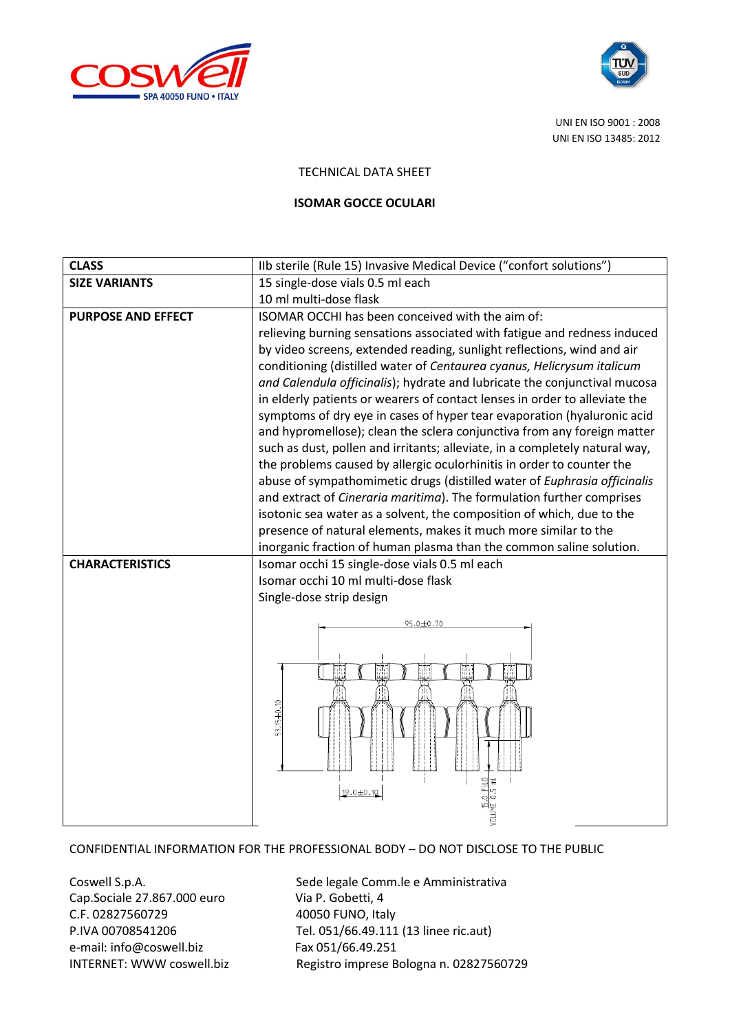UNI EN ISO 9001 : 2008
UNI EN ISO 13485: 2012

TECHNICAL DATA SHEET

**ISOMAR GOCCE OCULARI**

| **CLASS** | IIb sterile (Rule 15) Invasive Medical Device ("confort solutions") |
|---|---|
| **SIZE VARIANTS** | 15 single-dose vials 0.5 ml each<br>10 ml multi-dose flask |
| **PURPOSE AND EFFECT** | ISOMAR OCCHI has been conceived with the aim of: relieving burning sensations associated with fatigue and redness induced by video screens, extended reading, sunlight reflections, wind and air conditioning (distilled water of *Centaurea cyanus, Helicrysum italicum and Calendula officinalis*); hydrate and lubricate the conjunctival mucosa in elderly patients or wearers of contact lenses in order to alleviate the symptoms of dry eye in cases of hyper tear evaporation (hyaluronic acid and hypromellose); clean the sclera conjunctiva from any foreign matter such as dust, pollen and irritants; alleviate, in a completely natural way, the problems caused by allergic oculorhinitis in order to counter the abuse of sympathomimetic drugs (distilled water of *Euphrasia officinalis* and extract of *Cineraria maritima*). The formulation further comprises isotonic sea water as a solvent, the composition of which, due to the presence of natural elements, makes it much more similar to the inorganic fraction of human plasma than the common saline solution. |
| **CHARACTERISTICS** | Isomar occhi 15 single-dose vials 0.5 ml each<br>Isomar occhi 10 ml multi-dose flask<br>Single-dose strip design<br>95.0±0.70<br>53.15±0.10<br>19.0±0.10<br>15.0 FILL VOLUME 0.5 ml |

CONFIDENTIAL INFORMATION FOR THE PROFESSIONAL BODY – DO NOT DISCLOSE TO THE PUBLIC

Coswell S.p.A.
Cap.Sociale 27.867.000 euro
C.F. 02827560729
P.IVA 00708541206
e-mail: info@coswell.biz
INTERNET: WWW coswell.biz

Sede legale Comm.le e Amministrativa
Via P. Gobetti, 4
40050 FUNO, Italy
Tel. 051/66.49.111 (13 linee ric.aut)
Fax 051/66.49.251
Registro imprese Bologna n. 02827560729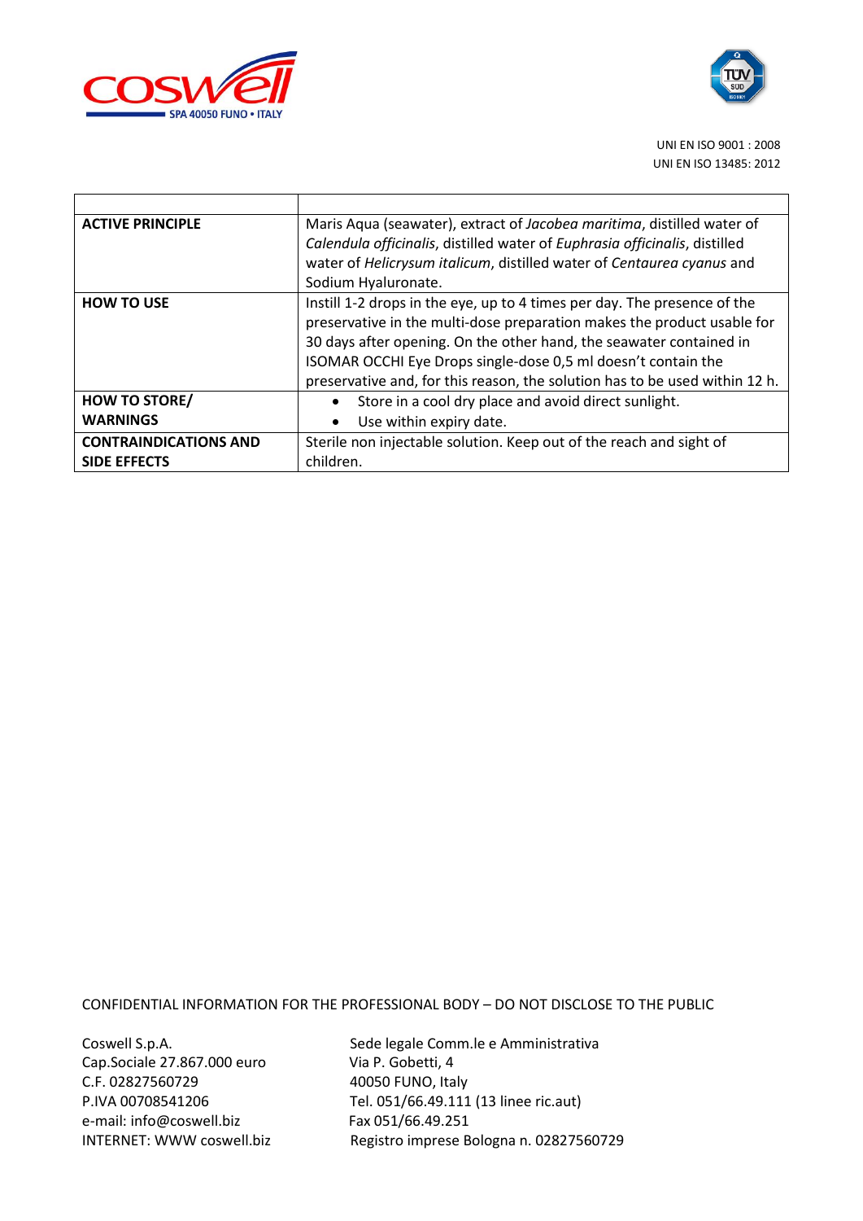UNI EN ISO 9001 : 2008
UNI EN ISO 13485: 2012

| | |
|---|---|
| **ACTIVE PRINCIPLE** | Maris Aqua (seawater), extract of *Jacobea maritima*, distilled water of *Calendula officinalis*, distilled water of *Euphrasia officinalis*, distilled water of *Helicrysum italicum*, distilled water of *Centaurea cyanus* and Sodium Hyaluronate. |
| **HOW TO USE** | Instill 1-2 drops in the eye, up to 4 times per day. The presence of the preservative in the multi-dose preparation makes the product usable for 30 days after opening. On the other hand, the seawater contained in ISOMAR OCCHI Eye Drops single-dose 0,5 ml doesn't contain the preservative and, for this reason, the solution has to be used within 12 h. |
| **HOW TO STORE/ WARNINGS** | • Store in a cool dry place and avoid direct sunlight.<br>• Use within expiry date. |
| **CONTRAINDICATIONS AND SIDE EFFECTS** | Sterile non injectable solution. Keep out of the reach and sight of children. |

CONFIDENTIAL INFORMATION FOR THE PROFESSIONAL BODY – DO NOT DISCLOSE TO THE PUBLIC

Coswell S.p.A.
Cap.Sociale 27.867.000 euro
C.F. 02827560729
P.IVA 00708541206
e-mail: info@coswell.biz
INTERNET: WWW coswell.biz

Sede legale Comm.le e Amministrativa
Via P. Gobetti, 4
40050 FUNO, Italy
Tel. 051/66.49.111 (13 linee ric.aut)
Fax 051/66.49.251
Registro imprese Bologna n. 02827560729